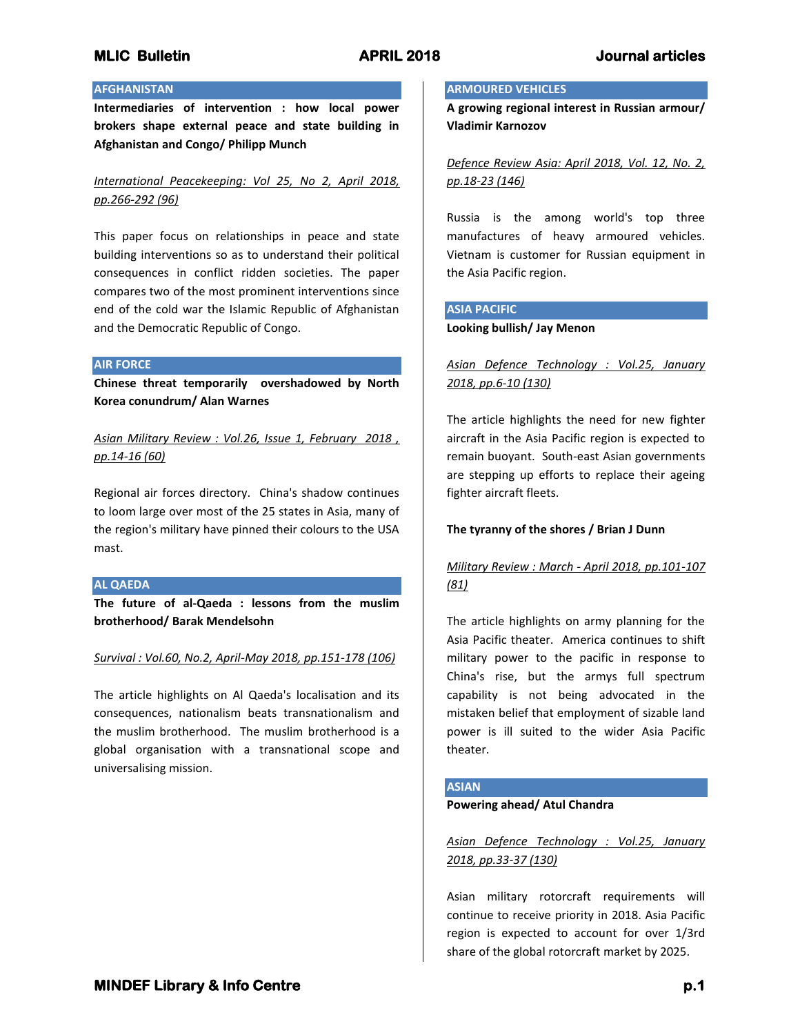## AFGHANISTAN

**Intermediaries of intervention : how local power brokers shape external peace and state building in Afghanistan and Congo/ Philipp Munch**

*International Peacekeeping: Vol 25, No 2, April 2018, pp.266-292 (96)*

This paper focus on relationships in peace and state building interventions so as to understand their political consequences in conflict ridden societies. The paper compares two of the most prominent interventions since end of the cold war the Islamic Republic of Afghanistan and the Democratic Republic of Congo.

## AIR FORCE

**Chinese threat temporarily overshadowed by North Korea conundrum/ Alan Warnes**

*Asian Military Review : Vol.26, Issue 1, February 2018 , pp.14-16 (60)*

Regional air forces directory. China's shadow continues to loom large over most of the 25 states in Asia, many of the region's military have pinned their colours to the USA mast.

## AL QAEDA

**The future of al-Qaeda : lessons from the muslim brotherhood/ Barak Mendelsohn**

*Survival : Vol.60, No.2, April-May 2018, pp.151-178 (106)*

The article highlights on Al Qaeda's localisation and its consequences, nationalism beats transnationalism and the muslim brotherhood. The muslim brotherhood is a global organisation with a transnational scope and universalising mission.

## ARMOURED VEHICLES

**A growing regional interest in Russian armour/ Vladimir Karnozov**

*Defence Review Asia: April 2018, Vol. 12, No. 2, pp.18-23 (146)*

Russia is the among world's top three manufactures of heavy armoured vehicles. Vietnam is customer for Russian equipment in the Asia Pacific region.

## ASIA PACIFIC

**Looking bullish/ Jay Menon**

*Asian Defence Technology : Vol.25, January 2018, pp.6-10 (130)*

The article highlights the need for new fighter aircraft in the Asia Pacific region is expected to remain buoyant. South-east Asian governments are stepping up efforts to replace their ageing fighter aircraft fleets.

**The tyranny of the shores / Brian J Dunn**

*Military Review : March - April 2018, pp.101-107 (81)*

The article highlights on army planning for the Asia Pacific theater. America continues to shift military power to the pacific in response to China's rise, but the armys full spectrum capability is not being advocated in the mistaken belief that employment of sizable land power is ill suited to the wider Asia Pacific theater.

## ASIAN

**Powering ahead/ Atul Chandra**

*Asian Defence Technology : Vol.25, January 2018, pp.33-37 (130)*

Asian military rotorcraft requirements will continue to receive priority in 2018. Asia Pacific region is expected to account for over 1/3rd share of the global rotorcraft market by 2025.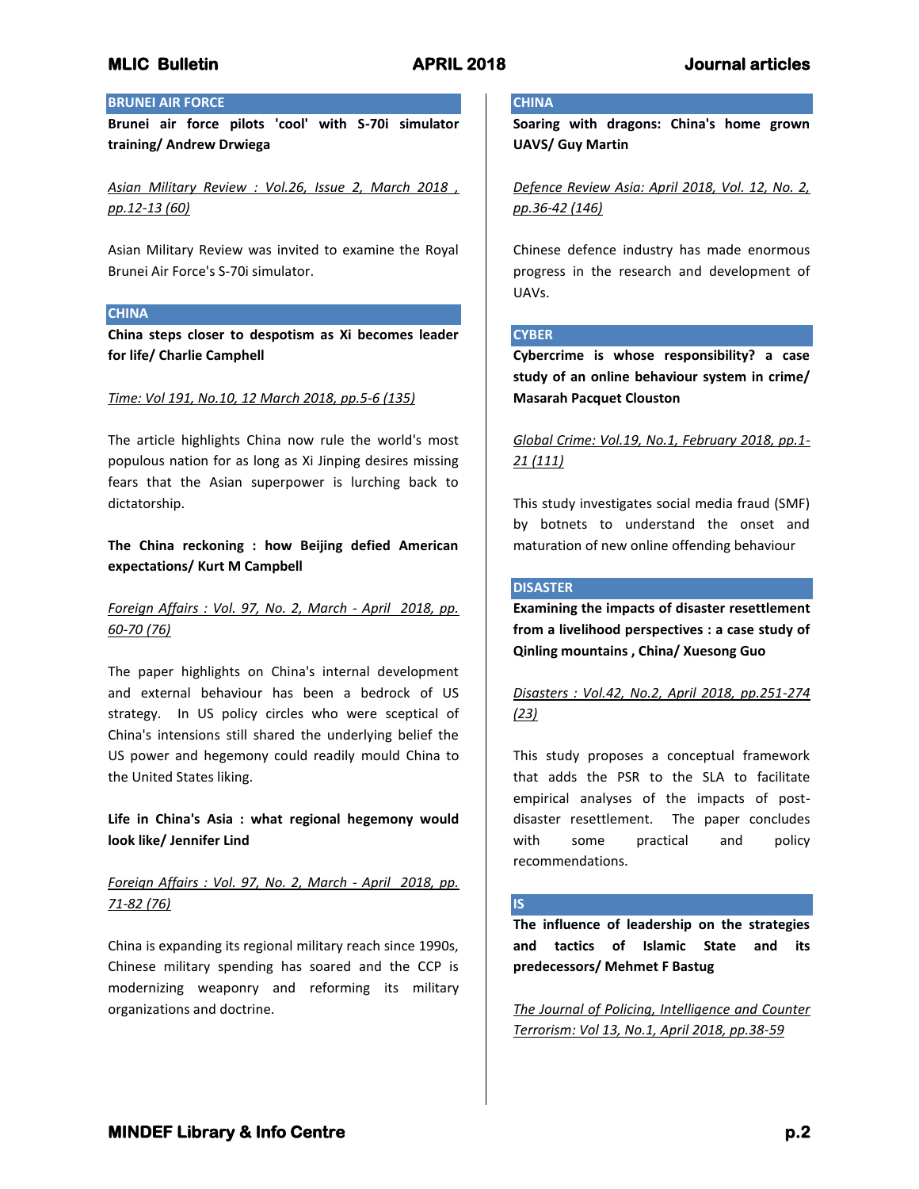## BRUNEI AIR FORCE

**Brunei air force pilots 'cool' with S-70i simulator training/ Andrew Drwiega**

*Asian Military Review : Vol.26, Issue 2, March 2018 , pp.12-13 (60)*

Asian Military Review was invited to examine the Royal Brunei Air Force's S-70i simulator.

## CHINA

**China steps closer to despotism as Xi becomes leader for life/ Charlie Camphell**

*Time: Vol 191, No.10, 12 March 2018, pp.5-6 (135)*

The article highlights China now rule the world's most populous nation for as long as Xi Jinping desires missing fears that the Asian superpower is lurching back to dictatorship.

**The China reckoning : how Beijing defied American expectations/ Kurt M Campbell**

*Foreign Affairs : Vol. 97, No. 2, March - April 2018, pp. 60-70 (76)*

The paper highlights on China's internal development and external behaviour has been a bedrock of US strategy. In US policy circles who were sceptical of China's intensions still shared the underlying belief the US power and hegemony could readily mould China to the United States liking.

**Life in China's Asia : what regional hegemony would look like/ Jennifer Lind**

*Foreign Affairs : Vol. 97, No. 2, March - April 2018, pp. 71-82 (76)*

China is expanding its regional military reach since 1990s, Chinese military spending has soared and the CCP is modernizing weaponry and reforming its military organizations and doctrine.

## CHINA

**Soaring with dragons: China's home grown UAVS/ Guy Martin**

*Defence Review Asia: April 2018, Vol. 12, No. 2, pp.36-42 (146)*

Chinese defence industry has made enormous progress in the research and development of UAVs.

## CYBER

**Cybercrime is whose responsibility? a case study of an online behaviour system in crime/ Masarah Pacquet Clouston**

*Global Crime: Vol.19, No.1, February 2018, pp.1-21 (111)*

This study investigates social media fraud (SMF) by botnets to understand the onset and maturation of new online offending behaviour

## DISASTER

**Examining the impacts of disaster resettlement from a livelihood perspectives : a case study of Qinling mountains , China/ Xuesong Guo**

*Disasters : Vol.42, No.2, April 2018, pp.251-274 (23)*

This study proposes a conceptual framework that adds the PSR to the SLA to facilitate empirical analyses of the impacts of post-disaster resettlement. The paper concludes with some practical and policy recommendations.

## IS

**The influence of leadership on the strategies and tactics of Islamic State and its predecessors/ Mehmet F Bastug**

*The Journal of Policing, Intelligence and Counter Terrorism: Vol 13, No.1, April 2018, pp.38-59*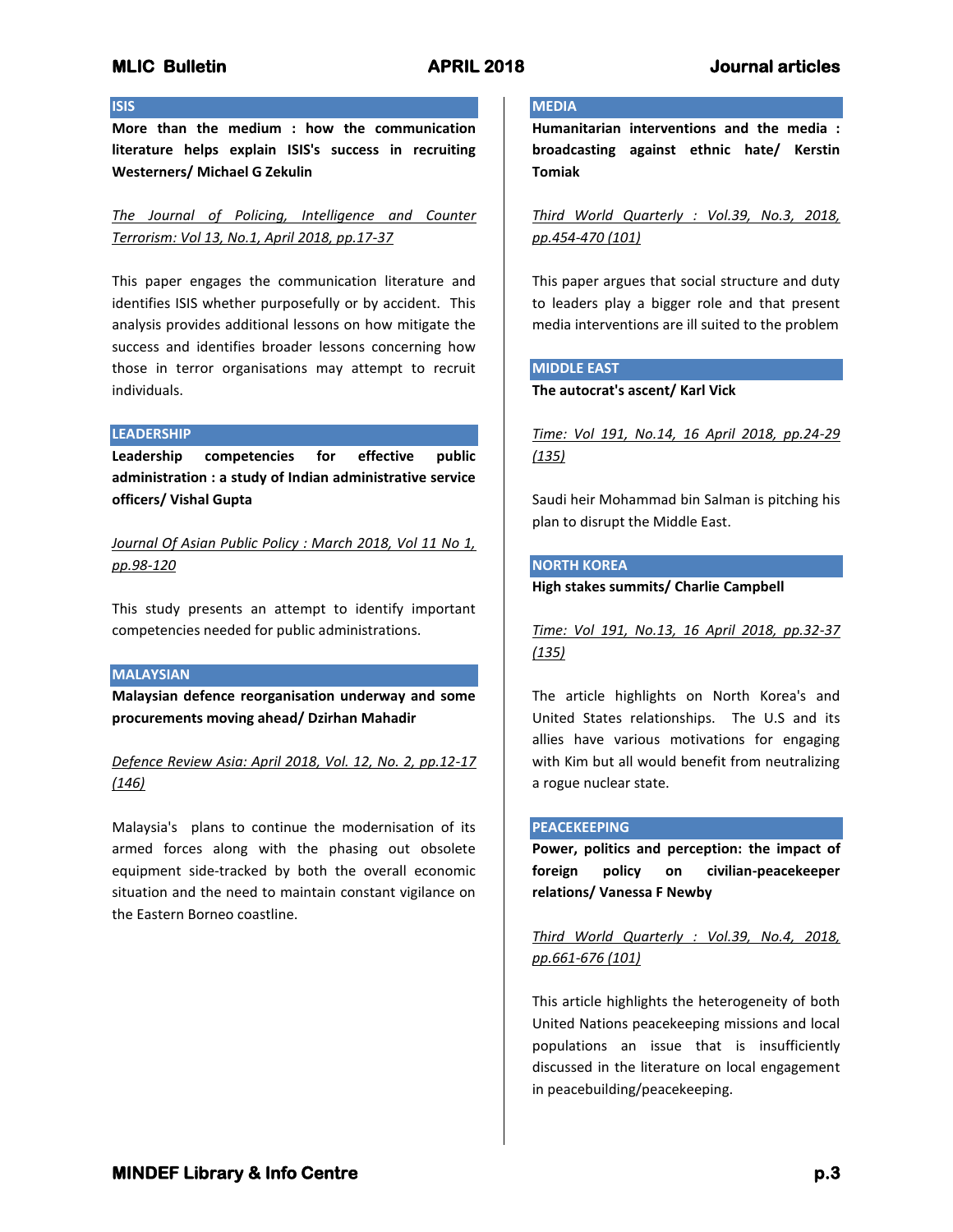## ISIS

**More than the medium : how the communication literature helps explain ISIS's success in recruiting Westerners/ Michael G Zekulin**

*The Journal of Policing, Intelligence and Counter Terrorism: Vol 13, No.1, April 2018, pp.17-37*

This paper engages the communication literature and identifies ISIS whether purposefully or by accident. This analysis provides additional lessons on how mitigate the success and identifies broader lessons concerning how those in terror organisations may attempt to recruit individuals.

## LEADERSHIP

**Leadership competencies for effective public administration : a study of Indian administrative service officers/ Vishal Gupta**

*Journal Of Asian Public Policy : March 2018, Vol 11 No 1, pp.98-120*

This study presents an attempt to identify important competencies needed for public administrations.

## MALAYSIAN

**Malaysian defence reorganisation underway and some procurements moving ahead/ Dzirhan Mahadir**

*Defence Review Asia: April 2018, Vol. 12, No. 2, pp.12-17 (146)*

Malaysia's plans to continue the modernisation of its armed forces along with the phasing out obsolete equipment side-tracked by both the overall economic situation and the need to maintain constant vigilance on the Eastern Borneo coastline.

## MEDIA

**Humanitarian interventions and the media : broadcasting against ethnic hate/ Kerstin Tomiak**

*Third World Quarterly : Vol.39, No.3, 2018, pp.454-470 (101)*

This paper argues that social structure and duty to leaders play a bigger role and that present media interventions are ill suited to the problem

## MIDDLE EAST

**The autocrat's ascent/ Karl Vick**

*Time: Vol 191, No.14, 16 April 2018, pp.24-29 (135)*

Saudi heir Mohammad bin Salman is pitching his plan to disrupt the Middle East.

## NORTH KOREA

**High stakes summits/ Charlie Campbell**

*Time: Vol 191, No.13, 16 April 2018, pp.32-37 (135)*

The article highlights on North Korea's and United States relationships. The U.S and its allies have various motivations for engaging with Kim but all would benefit from neutralizing a rogue nuclear state.

## PEACEKEEPING

**Power, politics and perception: the impact of foreign policy on civilian-peacekeeper relations/ Vanessa F Newby**

*Third World Quarterly : Vol.39, No.4, 2018, pp.661-676 (101)*

This article highlights the heterogeneity of both United Nations peacekeeping missions and local populations an issue that is insufficiently discussed in the literature on local engagement in peacebuilding/peacekeeping.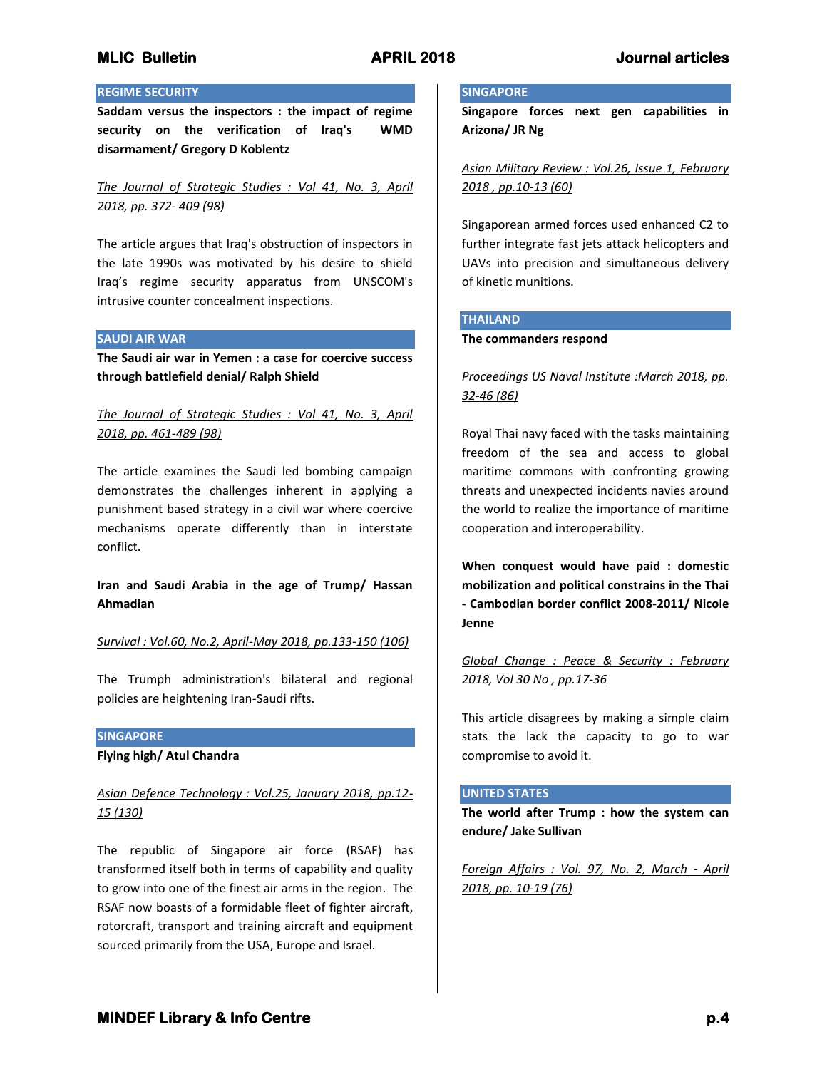## REGIME SECURITY

**Saddam versus the inspectors : the impact of regime security on the verification of Iraq's WMD disarmament/ Gregory D Koblentz**

*The Journal of Strategic Studies : Vol 41, No. 3, April 2018, pp. 372- 409 (98)*

The article argues that Iraq's obstruction of inspectors in the late 1990s was motivated by his desire to shield Iraq's regime security apparatus from UNSCOM's intrusive counter concealment inspections.

## SAUDI AIR WAR

**The Saudi air war in Yemen : a case for coercive success through battlefield denial/ Ralph Shield**

*The Journal of Strategic Studies : Vol 41, No. 3, April 2018, pp. 461-489 (98)*

The article examines the Saudi led bombing campaign demonstrates the challenges inherent in applying a punishment based strategy in a civil war where coercive mechanisms operate differently than in interstate conflict.

**Iran and Saudi Arabia in the age of Trump/ Hassan Ahmadian**

*Survival : Vol.60, No.2, April-May 2018, pp.133-150 (106)*

The Trumph administration's bilateral and regional policies are heightening Iran-Saudi rifts.

## SINGAPORE

**Flying high/ Atul Chandra**

*Asian Defence Technology : Vol.25, January 2018, pp.12-15 (130)*

The republic of Singapore air force (RSAF) has transformed itself both in terms of capability and quality to grow into one of the finest air arms in the region. The RSAF now boasts of a formidable fleet of fighter aircraft, rotorcraft, transport and training aircraft and equipment sourced primarily from the USA, Europe and Israel.

## SINGAPORE

**Singapore forces next gen capabilities in Arizona/ JR Ng**

*Asian Military Review : Vol.26, Issue 1, February 2018 , pp.10-13 (60)*

Singaporean armed forces used enhanced C2 to further integrate fast jets attack helicopters and UAVs into precision and simultaneous delivery of kinetic munitions.

## THAILAND

**The commanders respond**

*Proceedings US Naval Institute :March 2018, pp. 32-46 (86)*

Royal Thai navy faced with the tasks maintaining freedom of the sea and access to global maritime commons with confronting growing threats and unexpected incidents navies around the world to realize the importance of maritime cooperation and interoperability.

**When conquest would have paid : domestic mobilization and political constrains in the Thai - Cambodian border conflict 2008-2011/ Nicole Jenne**

*Global Change : Peace & Security : February 2018, Vol 30 No , pp.17-36*

This article disagrees by making a simple claim stats the lack the capacity to go to war compromise to avoid it.

## UNITED STATES

**The world after Trump : how the system can endure/ Jake Sullivan**

*Foreign Affairs : Vol. 97, No. 2, March - April 2018, pp. 10-19 (76)*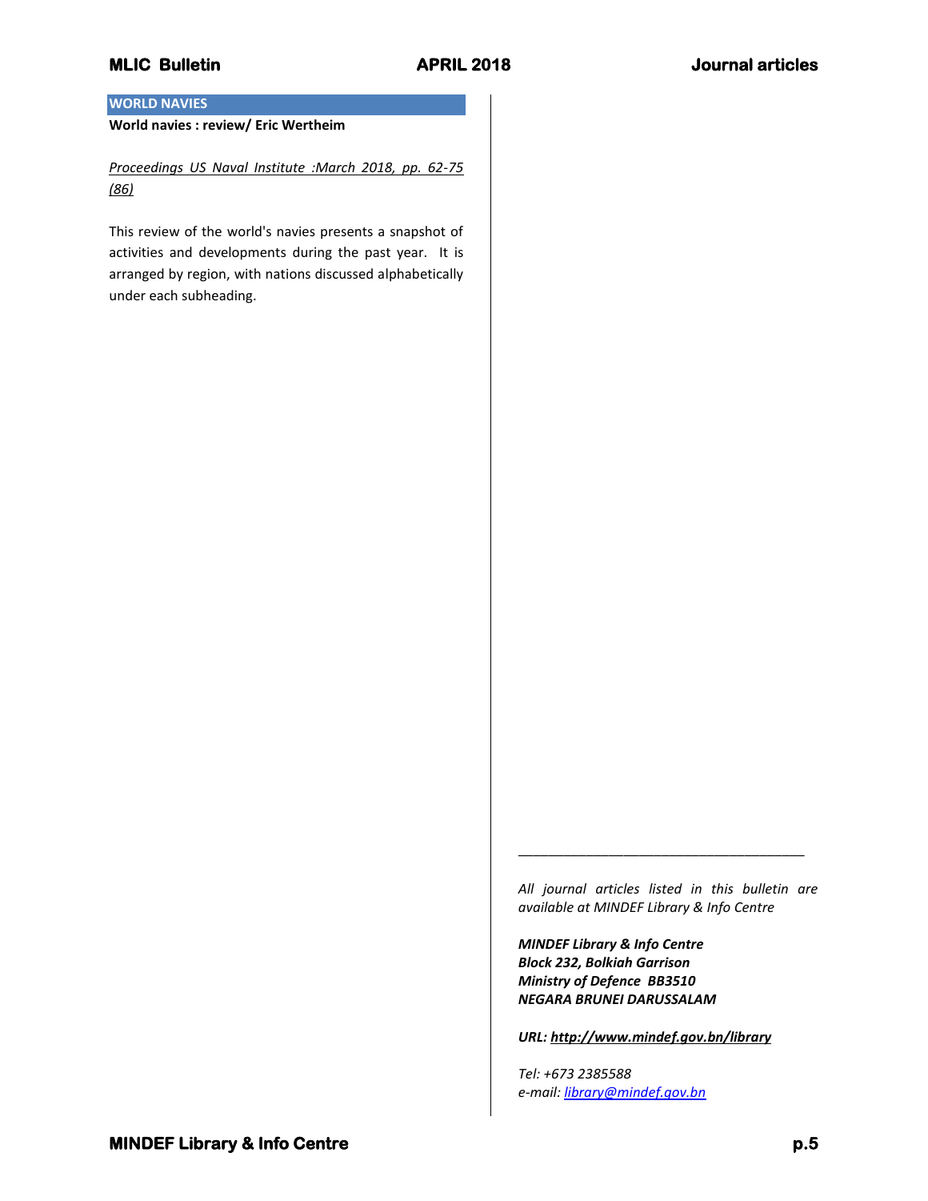## WORLD NAVIES

**World navies : review/ Eric Wertheim**

*Proceedings US Naval Institute :March 2018, pp. 62-75 (86)*

This review of the world's navies presents a snapshot of activities and developments during the past year. It is arranged by region, with nations discussed alphabetically under each subheading.

---

*All journal articles listed in this bulletin are available at MINDEF Library & Info Centre*

***MINDEF Library & Info Centre***
***Block 232, Bolkiah Garrison***
***Ministry of Defence BB3510***
***NEGARA BRUNEI DARUSSALAM***

*URL:* ***http://www.mindef.gov.bn/library***

*Tel: +673 2385588*
*e-mail: library@mindef.gov.bn*